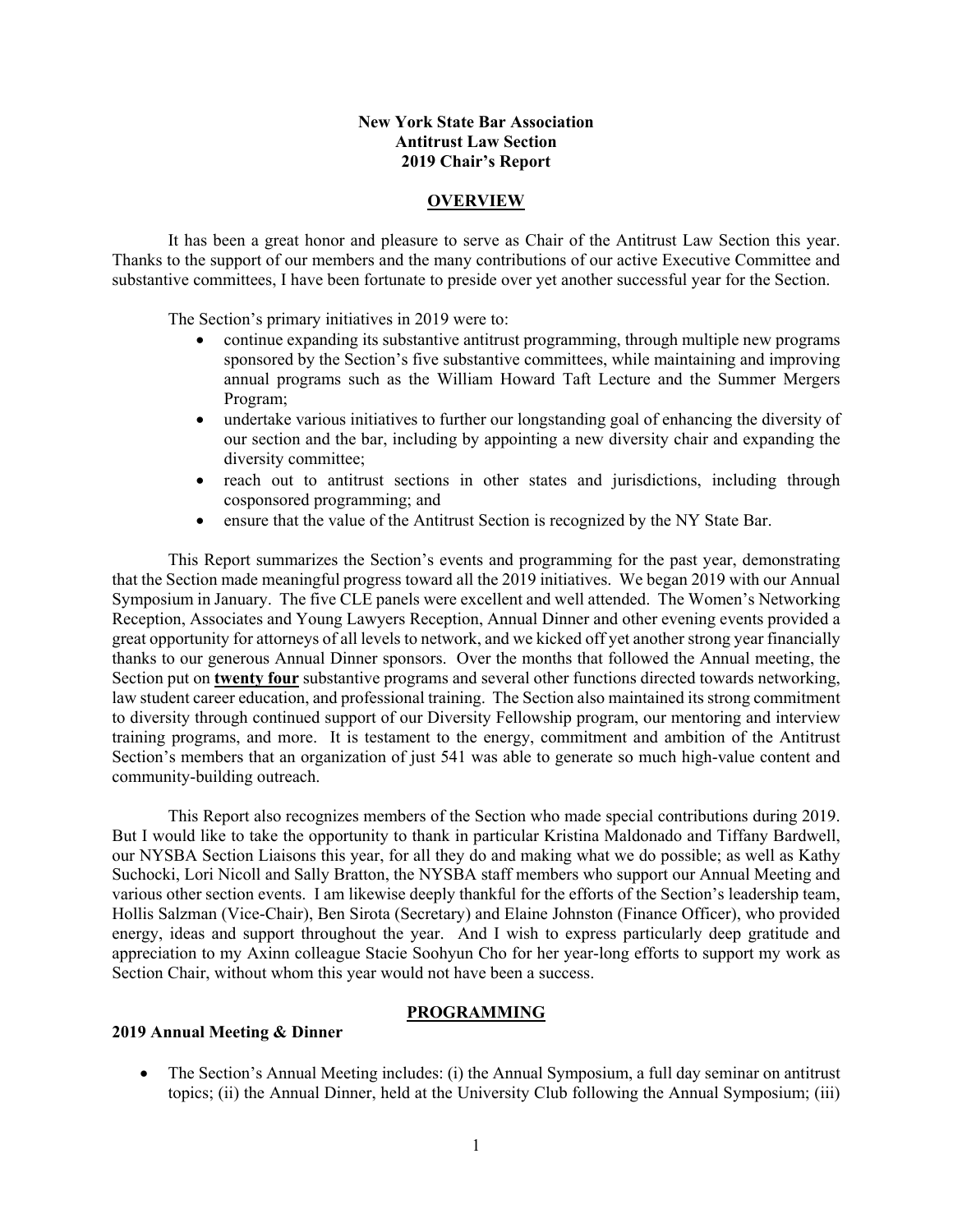**New York State Bar Association**
**Antitrust Law Section**
**2019 Chair's Report**

## OVERVIEW

It has been a great honor and pleasure to serve as Chair of the Antitrust Law Section this year. Thanks to the support of our members and the many contributions of our active Executive Committee and substantive committees, I have been fortunate to preside over yet another successful year for the Section.

The Section's primary initiatives in 2019 were to:

- continue expanding its substantive antitrust programming, through multiple new programs sponsored by the Section's five substantive committees, while maintaining and improving annual programs such as the William Howard Taft Lecture and the Summer Mergers Program;
- undertake various initiatives to further our longstanding goal of enhancing the diversity of our section and the bar, including by appointing a new diversity chair and expanding the diversity committee;
- reach out to antitrust sections in other states and jurisdictions, including through cosponsored programming; and
- ensure that the value of the Antitrust Section is recognized by the NY State Bar.

This Report summarizes the Section's events and programming for the past year, demonstrating that the Section made meaningful progress toward all the 2019 initiatives. We began 2019 with our Annual Symposium in January. The five CLE panels were excellent and well attended. The Women's Networking Reception, Associates and Young Lawyers Reception, Annual Dinner and other evening events provided a great opportunity for attorneys of all levels to network, and we kicked off yet another strong year financially thanks to our generous Annual Dinner sponsors. Over the months that followed the Annual meeting, the Section put on **twenty four** substantive programs and several other functions directed towards networking, law student career education, and professional training. The Section also maintained its strong commitment to diversity through continued support of our Diversity Fellowship program, our mentoring and interview training programs, and more. It is testament to the energy, commitment and ambition of the Antitrust Section's members that an organization of just 541 was able to generate so much high-value content and community-building outreach.

This Report also recognizes members of the Section who made special contributions during 2019. But I would like to take the opportunity to thank in particular Kristina Maldonado and Tiffany Bardwell, our NYSBA Section Liaisons this year, for all they do and making what we do possible; as well as Kathy Suchocki, Lori Nicoll and Sally Bratton, the NYSBA staff members who support our Annual Meeting and various other section events. I am likewise deeply thankful for the efforts of the Section's leadership team, Hollis Salzman (Vice-Chair), Ben Sirota (Secretary) and Elaine Johnston (Finance Officer), who provided energy, ideas and support throughout the year. And I wish to express particularly deep gratitude and appreciation to my Axinn colleague Stacie Soohyun Cho for her year-long efforts to support my work as Section Chair, without whom this year would not have been a success.

## PROGRAMMING

### 2019 Annual Meeting & Dinner

- The Section's Annual Meeting includes: (i) the Annual Symposium, a full day seminar on antitrust topics; (ii) the Annual Dinner, held at the University Club following the Annual Symposium; (iii)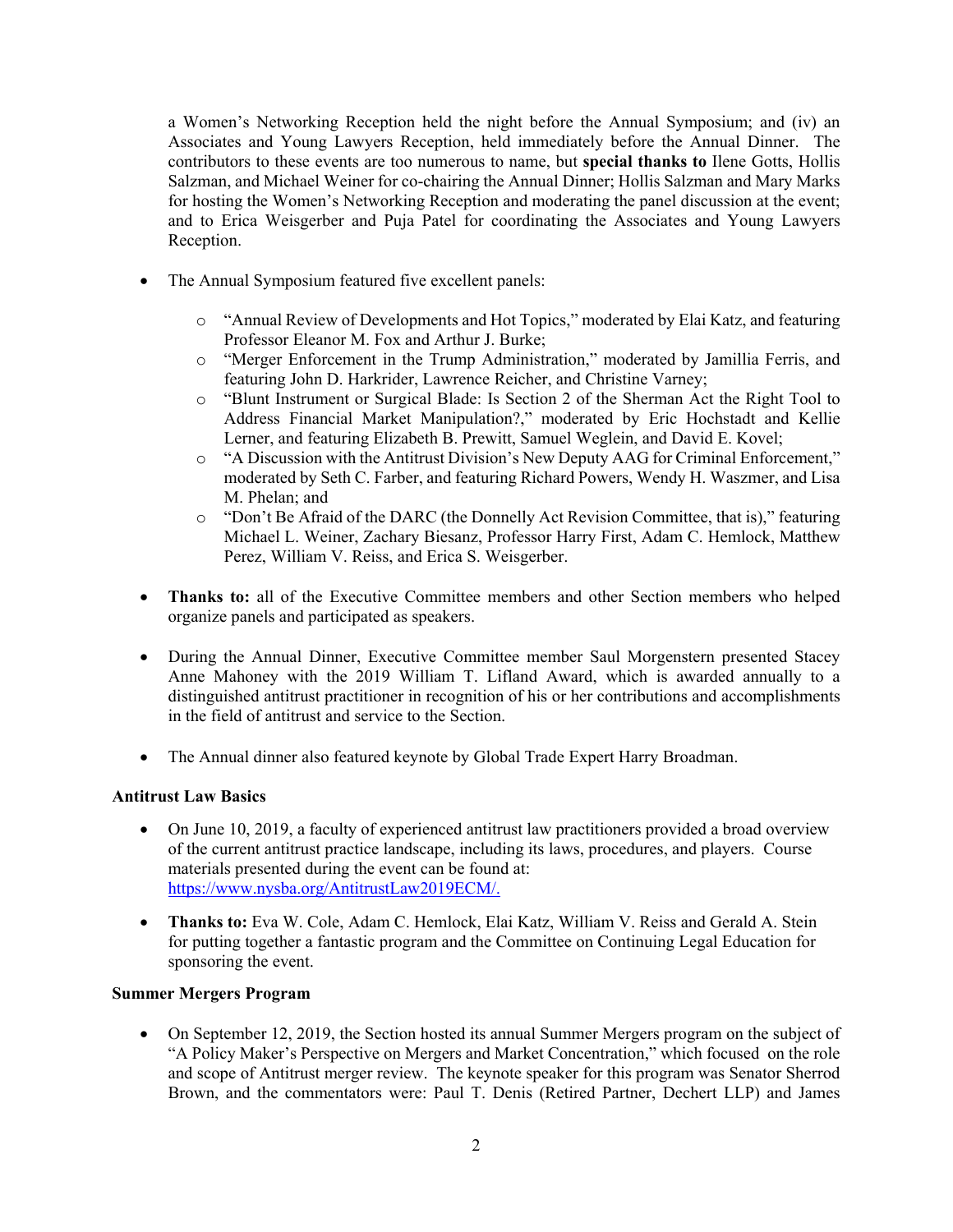a Women's Networking Reception held the night before the Annual Symposium; and (iv) an Associates and Young Lawyers Reception, held immediately before the Annual Dinner. The contributors to these events are too numerous to name, but **special thanks to** Ilene Gotts, Hollis Salzman, and Michael Weiner for co-chairing the Annual Dinner; Hollis Salzman and Mary Marks for hosting the Women's Networking Reception and moderating the panel discussion at the event; and to Erica Weisgerber and Puja Patel for coordinating the Associates and Young Lawyers Reception.

- The Annual Symposium featured five excellent panels:
  - "Annual Review of Developments and Hot Topics," moderated by Elai Katz, and featuring Professor Eleanor M. Fox and Arthur J. Burke;
  - "Merger Enforcement in the Trump Administration," moderated by Jamillia Ferris, and featuring John D. Harkrider, Lawrence Reicher, and Christine Varney;
  - "Blunt Instrument or Surgical Blade: Is Section 2 of the Sherman Act the Right Tool to Address Financial Market Manipulation?," moderated by Eric Hochstadt and Kellie Lerner, and featuring Elizabeth B. Prewitt, Samuel Weglein, and David E. Kovel;
  - "A Discussion with the Antitrust Division's New Deputy AAG for Criminal Enforcement," moderated by Seth C. Farber, and featuring Richard Powers, Wendy H. Waszmer, and Lisa M. Phelan; and
  - "Don't Be Afraid of the DARC (the Donnelly Act Revision Committee, that is)," featuring Michael L. Weiner, Zachary Biesanz, Professor Harry First, Adam C. Hemlock, Matthew Perez, William V. Reiss, and Erica S. Weisgerber.

- **Thanks to:** all of the Executive Committee members and other Section members who helped organize panels and participated as speakers.

- During the Annual Dinner, Executive Committee member Saul Morgenstern presented Stacey Anne Mahoney with the 2019 William T. Lifland Award, which is awarded annually to a distinguished antitrust practitioner in recognition of his or her contributions and accomplishments in the field of antitrust and service to the Section.

- The Annual dinner also featured keynote by Global Trade Expert Harry Broadman.

**Antitrust Law Basics**

- On June 10, 2019, a faculty of experienced antitrust law practitioners provided a broad overview of the current antitrust practice landscape, including its laws, procedures, and players. Course materials presented during the event can be found at: https://www.nysba.org/AntitrustLaw2019ECM/.

- **Thanks to:** Eva W. Cole, Adam C. Hemlock, Elai Katz, William V. Reiss and Gerald A. Stein for putting together a fantastic program and the Committee on Continuing Legal Education for sponsoring the event.

**Summer Mergers Program**

- On September 12, 2019, the Section hosted its annual Summer Mergers program on the subject of "A Policy Maker's Perspective on Mergers and Market Concentration," which focused on the role and scope of Antitrust merger review. The keynote speaker for this program was Senator Sherrod Brown, and the commentators were: Paul T. Denis (Retired Partner, Dechert LLP) and James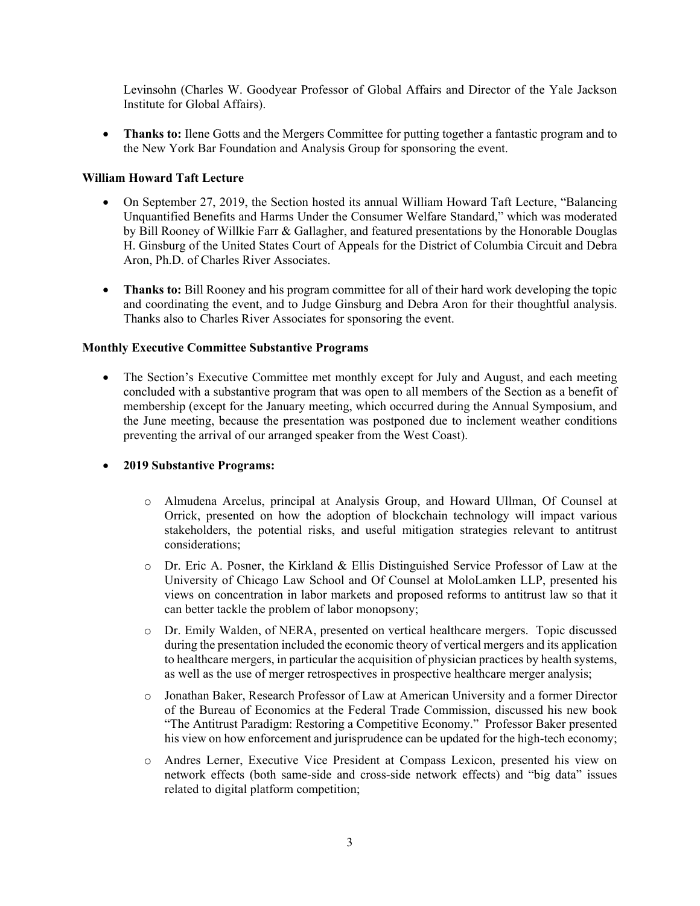Levinsohn (Charles W. Goodyear Professor of Global Affairs and Director of the Yale Jackson Institute for Global Affairs).

- **Thanks to:** Ilene Gotts and the Mergers Committee for putting together a fantastic program and to the New York Bar Foundation and Analysis Group for sponsoring the event.

**William Howard Taft Lecture**

- On September 27, 2019, the Section hosted its annual William Howard Taft Lecture, "Balancing Unquantified Benefits and Harms Under the Consumer Welfare Standard," which was moderated by Bill Rooney of Willkie Farr & Gallagher, and featured presentations by the Honorable Douglas H. Ginsburg of the United States Court of Appeals for the District of Columbia Circuit and Debra Aron, Ph.D. of Charles River Associates.

- **Thanks to:** Bill Rooney and his program committee for all of their hard work developing the topic and coordinating the event, and to Judge Ginsburg and Debra Aron for their thoughtful analysis. Thanks also to Charles River Associates for sponsoring the event.

**Monthly Executive Committee Substantive Programs**

- The Section's Executive Committee met monthly except for July and August, and each meeting concluded with a substantive program that was open to all members of the Section as a benefit of membership (except for the January meeting, which occurred during the Annual Symposium, and the June meeting, because the presentation was postponed due to inclement weather conditions preventing the arrival of our arranged speaker from the West Coast).

- **2019 Substantive Programs:**

    - Almudena Arcelus, principal at Analysis Group, and Howard Ullman, Of Counsel at Orrick, presented on how the adoption of blockchain technology will impact various stakeholders, the potential risks, and useful mitigation strategies relevant to antitrust considerations;

    - Dr. Eric A. Posner, the Kirkland & Ellis Distinguished Service Professor of Law at the University of Chicago Law School and Of Counsel at MoloLamken LLP, presented his views on concentration in labor markets and proposed reforms to antitrust law so that it can better tackle the problem of labor monopsony;

    - Dr. Emily Walden, of NERA, presented on vertical healthcare mergers. Topic discussed during the presentation included the economic theory of vertical mergers and its application to healthcare mergers, in particular the acquisition of physician practices by health systems, as well as the use of merger retrospectives in prospective healthcare merger analysis;

    - Jonathan Baker, Research Professor of Law at American University and a former Director of the Bureau of Economics at the Federal Trade Commission, discussed his new book "The Antitrust Paradigm: Restoring a Competitive Economy." Professor Baker presented his view on how enforcement and jurisprudence can be updated for the high-tech economy;

    - Andres Lerner, Executive Vice President at Compass Lexicon, presented his view on network effects (both same-side and cross-side network effects) and "big data" issues related to digital platform competition;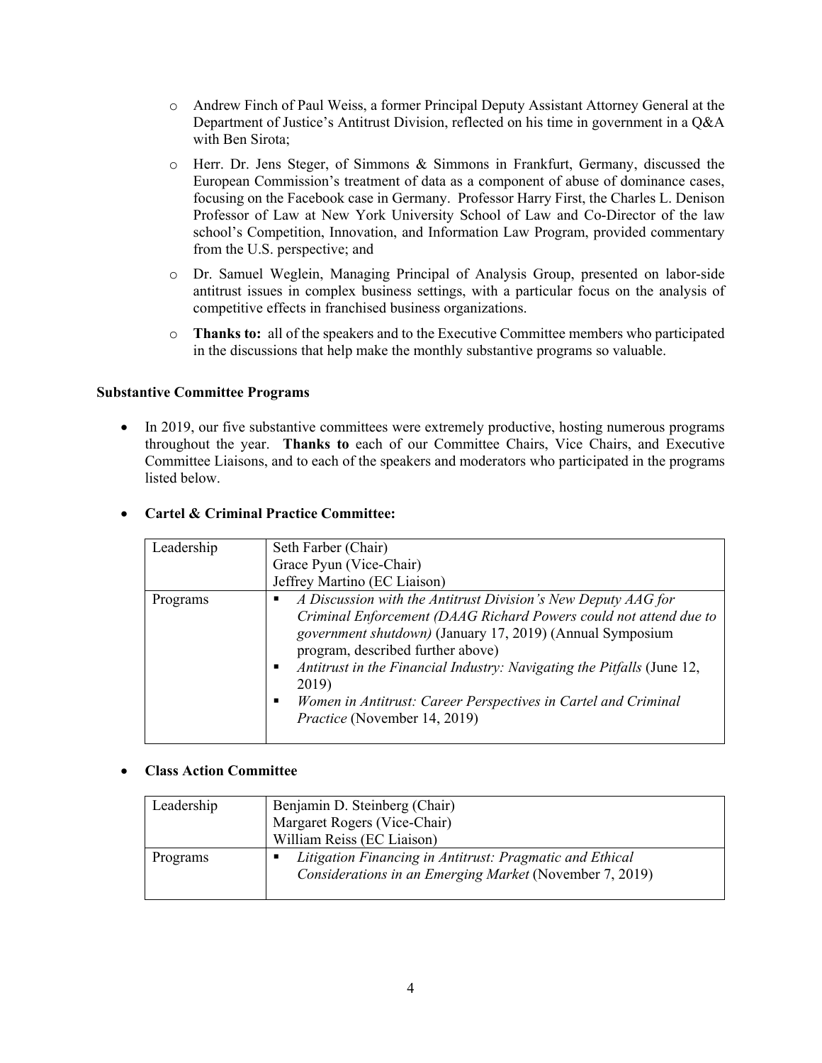- Andrew Finch of Paul Weiss, a former Principal Deputy Assistant Attorney General at the Department of Justice's Antitrust Division, reflected on his time in government in a Q&A with Ben Sirota;
- Herr. Dr. Jens Steger, of Simmons & Simmons in Frankfurt, Germany, discussed the European Commission's treatment of data as a component of abuse of dominance cases, focusing on the Facebook case in Germany. Professor Harry First, the Charles L. Denison Professor of Law at New York University School of Law and Co-Director of the law school's Competition, Innovation, and Information Law Program, provided commentary from the U.S. perspective; and
- Dr. Samuel Weglein, Managing Principal of Analysis Group, presented on labor-side antitrust issues in complex business settings, with a particular focus on the analysis of competitive effects in franchised business organizations.
- **Thanks to:** all of the speakers and to the Executive Committee members who participated in the discussions that help make the monthly substantive programs so valuable.

**Substantive Committee Programs**

- In 2019, our five substantive committees were extremely productive, hosting numerous programs throughout the year. **Thanks to** each of our Committee Chairs, Vice Chairs, and Executive Committee Liaisons, and to each of the speakers and moderators who participated in the programs listed below.

- **Cartel & Criminal Practice Committee:**

| Leadership | Seth Farber (Chair)<br>Grace Pyun (Vice-Chair)<br>Jeffrey Martino (EC Liaison) |
|---|---|
| Programs | ▪ *A Discussion with the Antitrust Division's New Deputy AAG for Criminal Enforcement (DAAG Richard Powers could not attend due to government shutdown)* (January 17, 2019) (Annual Symposium program, described further above)<br>▪ *Antitrust in the Financial Industry: Navigating the Pitfalls* (June 12, 2019)<br>▪ *Women in Antitrust: Career Perspectives in Cartel and Criminal Practice* (November 14, 2019) |

- **Class Action Committee**

| Leadership | Benjamin D. Steinberg (Chair)<br>Margaret Rogers (Vice-Chair)<br>William Reiss (EC Liaison) |
|---|---|
| Programs | ▪ *Litigation Financing in Antitrust: Pragmatic and Ethical Considerations in an Emerging Market* (November 7, 2019) |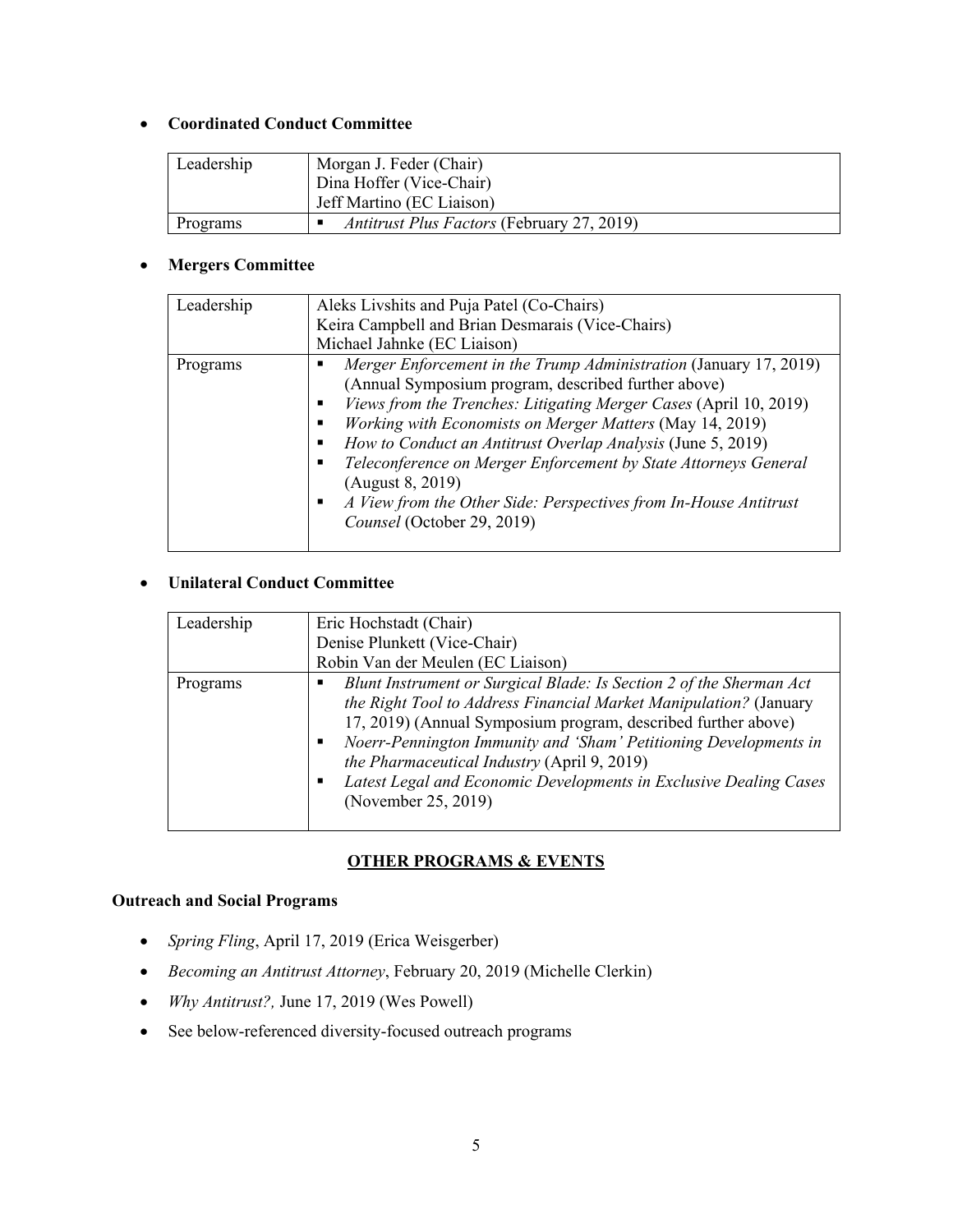- **Coordinated Conduct Committee**

| Leadership | Morgan J. Feder (Chair)<br>Dina Hoffer (Vice-Chair)<br>Jeff Martino (EC Liaison) |
|---|---|
| Programs | ▪ *Antitrust Plus Factors* (February 27, 2019) |

- **Mergers Committee**

| Leadership | Aleks Livshits and Puja Patel (Co-Chairs)<br>Keira Campbell and Brian Desmarais (Vice-Chairs)<br>Michael Jahnke (EC Liaison) |
|---|---|
| Programs | ▪ *Merger Enforcement in the Trump Administration* (January 17, 2019) (Annual Symposium program, described further above)<br>▪ *Views from the Trenches: Litigating Merger Cases* (April 10, 2019)<br>▪ *Working with Economists on Merger Matters* (May 14, 2019)<br>▪ *How to Conduct an Antitrust Overlap Analysis* (June 5, 2019)<br>▪ *Teleconference on Merger Enforcement by State Attorneys General* (August 8, 2019)<br>▪ *A View from the Other Side: Perspectives from In-House Antitrust Counsel* (October 29, 2019) |

- **Unilateral Conduct Committee**

| Leadership | Eric Hochstadt (Chair)<br>Denise Plunkett (Vice-Chair)<br>Robin Van der Meulen (EC Liaison) |
|---|---|
| Programs | ▪ *Blunt Instrument or Surgical Blade: Is Section 2 of the Sherman Act the Right Tool to Address Financial Market Manipulation?* (January 17, 2019) (Annual Symposium program, described further above)<br>▪ *Noerr-Pennington Immunity and 'Sham' Petitioning Developments in the Pharmaceutical Industry* (April 9, 2019)<br>▪ *Latest Legal and Economic Developments in Exclusive Dealing Cases* (November 25, 2019) |

## OTHER PROGRAMS & EVENTS

### Outreach and Social Programs

- *Spring Fling*, April 17, 2019 (Erica Weisgerber)
- *Becoming an Antitrust Attorney*, February 20, 2019 (Michelle Clerkin)
- *Why Antitrust?,* June 17, 2019 (Wes Powell)
- See below-referenced diversity-focused outreach programs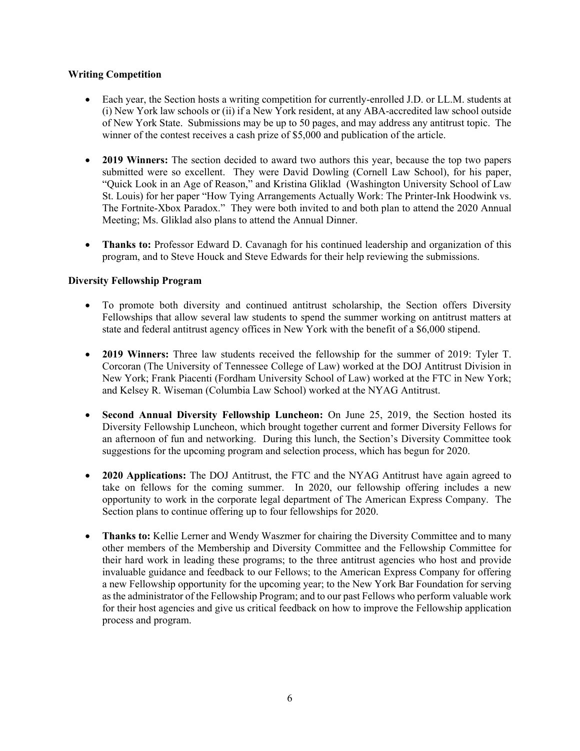**Writing Competition**

- Each year, the Section hosts a writing competition for currently-enrolled J.D. or LL.M. students at (i) New York law schools or (ii) if a New York resident, at any ABA-accredited law school outside of New York State. Submissions may be up to 50 pages, and may address any antitrust topic. The winner of the contest receives a cash prize of $5,000 and publication of the article.
- **2019 Winners:** The section decided to award two authors this year, because the top two papers submitted were so excellent. They were David Dowling (Cornell Law School), for his paper, "Quick Look in an Age of Reason," and Kristina Gliklad (Washington University School of Law St. Louis) for her paper "How Tying Arrangements Actually Work: The Printer-Ink Hoodwink vs. The Fortnite-Xbox Paradox." They were both invited to and both plan to attend the 2020 Annual Meeting; Ms. Gliklad also plans to attend the Annual Dinner.
- **Thanks to:** Professor Edward D. Cavanagh for his continued leadership and organization of this program, and to Steve Houck and Steve Edwards for their help reviewing the submissions.

**Diversity Fellowship Program**

- To promote both diversity and continued antitrust scholarship, the Section offers Diversity Fellowships that allow several law students to spend the summer working on antitrust matters at state and federal antitrust agency offices in New York with the benefit of a $6,000 stipend.
- **2019 Winners:** Three law students received the fellowship for the summer of 2019: Tyler T. Corcoran (The University of Tennessee College of Law) worked at the DOJ Antitrust Division in New York; Frank Piacenti (Fordham University School of Law) worked at the FTC in New York; and Kelsey R. Wiseman (Columbia Law School) worked at the NYAG Antitrust.
- **Second Annual Diversity Fellowship Luncheon:** On June 25, 2019, the Section hosted its Diversity Fellowship Luncheon, which brought together current and former Diversity Fellows for an afternoon of fun and networking. During this lunch, the Section's Diversity Committee took suggestions for the upcoming program and selection process, which has begun for 2020.
- **2020 Applications:** The DOJ Antitrust, the FTC and the NYAG Antitrust have again agreed to take on fellows for the coming summer. In 2020, our fellowship offering includes a new opportunity to work in the corporate legal department of The American Express Company. The Section plans to continue offering up to four fellowships for 2020.
- **Thanks to:** Kellie Lerner and Wendy Waszmer for chairing the Diversity Committee and to many other members of the Membership and Diversity Committee and the Fellowship Committee for their hard work in leading these programs; to the three antitrust agencies who host and provide invaluable guidance and feedback to our Fellows; to the American Express Company for offering a new Fellowship opportunity for the upcoming year; to the New York Bar Foundation for serving as the administrator of the Fellowship Program; and to our past Fellows who perform valuable work for their host agencies and give us critical feedback on how to improve the Fellowship application process and program.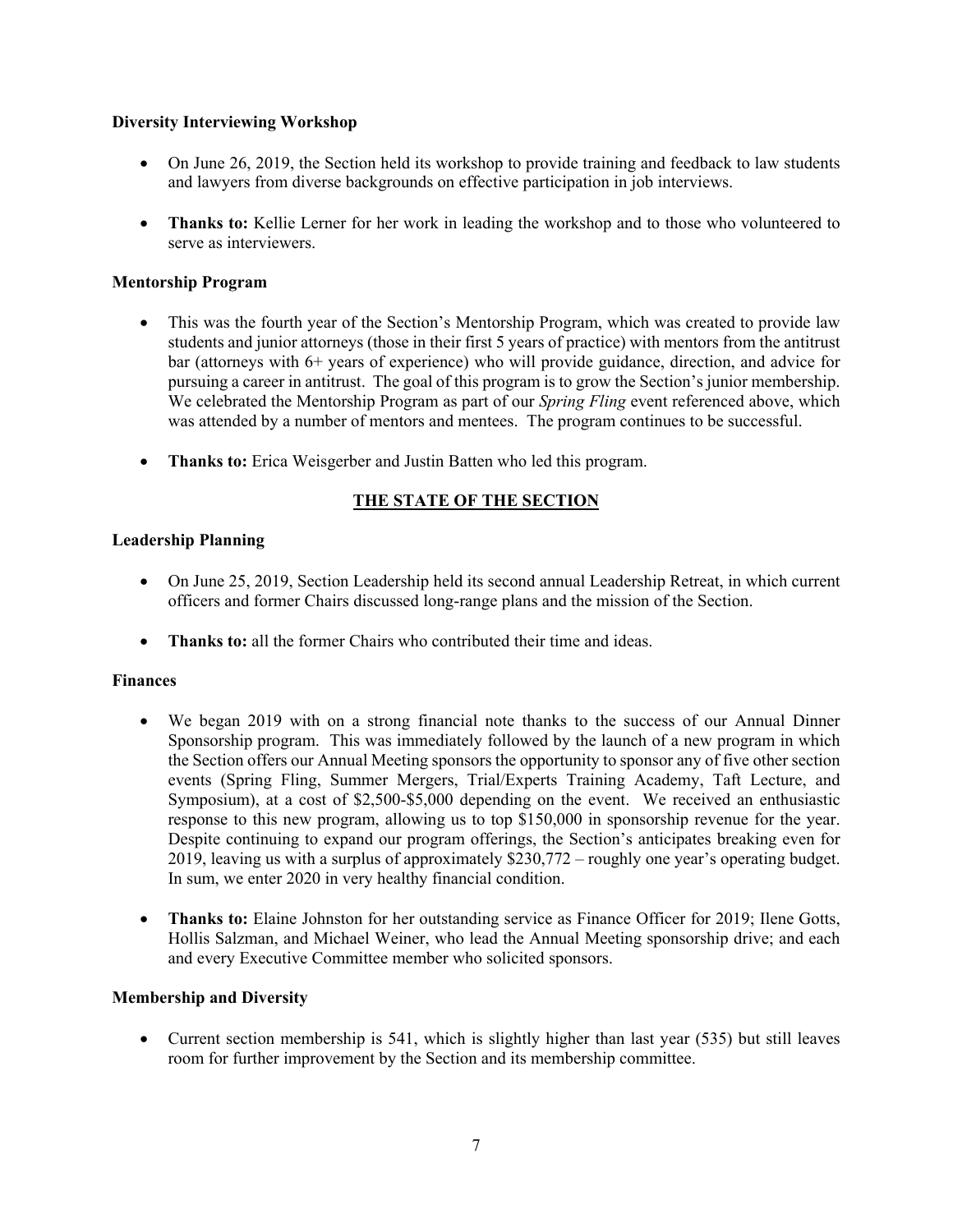**Diversity Interviewing Workshop**

- On June 26, 2019, the Section held its workshop to provide training and feedback to law students and lawyers from diverse backgrounds on effective participation in job interviews.

- **Thanks to:** Kellie Lerner for her work in leading the workshop and to those who volunteered to serve as interviewers.

**Mentorship Program**

- This was the fourth year of the Section's Mentorship Program, which was created to provide law students and junior attorneys (those in their first 5 years of practice) with mentors from the antitrust bar (attorneys with 6+ years of experience) who will provide guidance, direction, and advice for pursuing a career in antitrust. The goal of this program is to grow the Section's junior membership. We celebrated the Mentorship Program as part of our *Spring Fling* event referenced above, which was attended by a number of mentors and mentees. The program continues to be successful.

- **Thanks to:** Erica Weisgerber and Justin Batten who led this program.

## THE STATE OF THE SECTION

**Leadership Planning**

- On June 25, 2019, Section Leadership held its second annual Leadership Retreat, in which current officers and former Chairs discussed long-range plans and the mission of the Section.

- **Thanks to:** all the former Chairs who contributed their time and ideas.

**Finances**

- We began 2019 with on a strong financial note thanks to the success of our Annual Dinner Sponsorship program. This was immediately followed by the launch of a new program in which the Section offers our Annual Meeting sponsors the opportunity to sponsor any of five other section events (Spring Fling, Summer Mergers, Trial/Experts Training Academy, Taft Lecture, and Symposium), at a cost of $2,500-$5,000 depending on the event. We received an enthusiastic response to this new program, allowing us to top $150,000 in sponsorship revenue for the year. Despite continuing to expand our program offerings, the Section's anticipates breaking even for 2019, leaving us with a surplus of approximately $230,772 – roughly one year's operating budget. In sum, we enter 2020 in very healthy financial condition.

- **Thanks to:** Elaine Johnston for her outstanding service as Finance Officer for 2019; Ilene Gotts, Hollis Salzman, and Michael Weiner, who lead the Annual Meeting sponsorship drive; and each and every Executive Committee member who solicited sponsors.

**Membership and Diversity**

- Current section membership is 541, which is slightly higher than last year (535) but still leaves room for further improvement by the Section and its membership committee.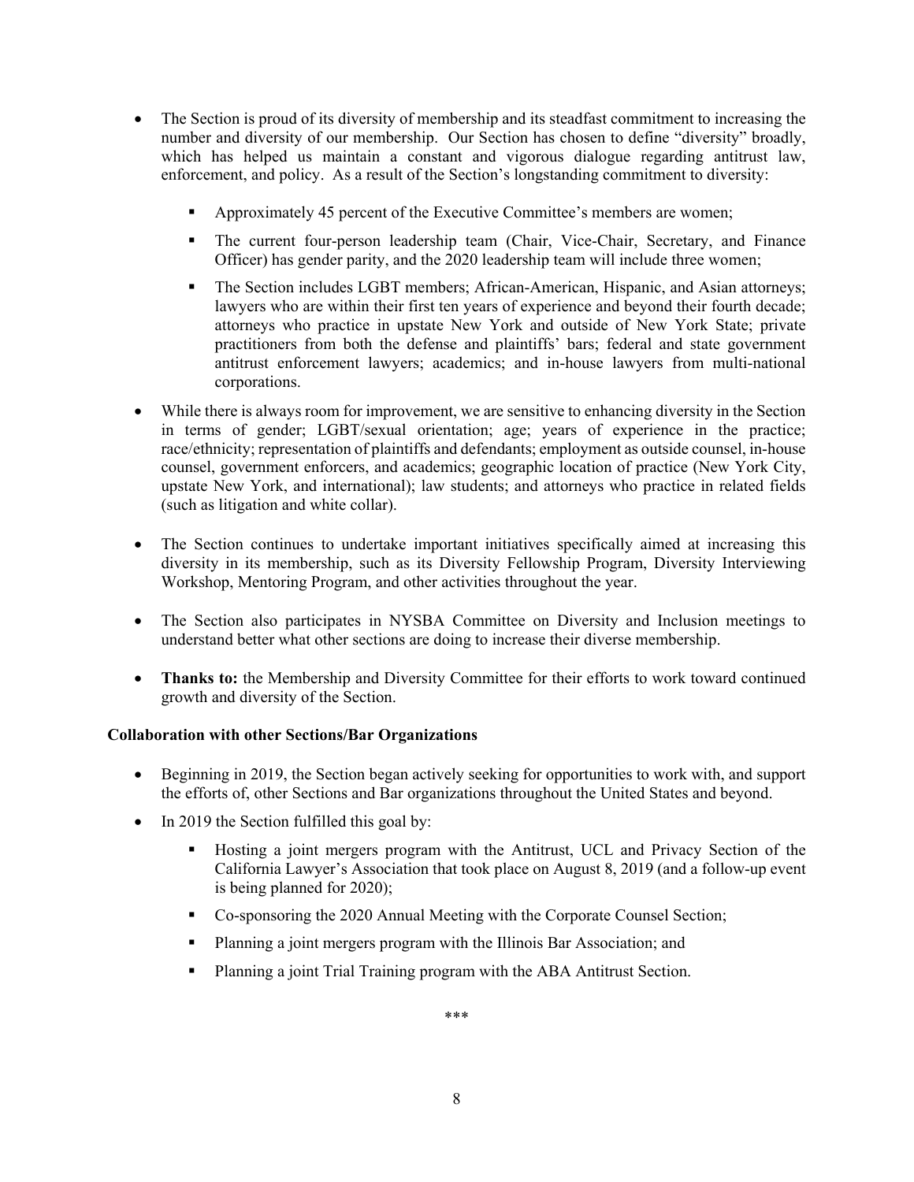- The Section is proud of its diversity of membership and its steadfast commitment to increasing the number and diversity of our membership. Our Section has chosen to define "diversity" broadly, which has helped us maintain a constant and vigorous dialogue regarding antitrust law, enforcement, and policy. As a result of the Section's longstanding commitment to diversity:
  - Approximately 45 percent of the Executive Committee's members are women;
  - The current four-person leadership team (Chair, Vice-Chair, Secretary, and Finance Officer) has gender parity, and the 2020 leadership team will include three women;
  - The Section includes LGBT members; African-American, Hispanic, and Asian attorneys; lawyers who are within their first ten years of experience and beyond their fourth decade; attorneys who practice in upstate New York and outside of New York State; private practitioners from both the defense and plaintiffs' bars; federal and state government antitrust enforcement lawyers; academics; and in-house lawyers from multi-national corporations.
- While there is always room for improvement, we are sensitive to enhancing diversity in the Section in terms of gender; LGBT/sexual orientation; age; years of experience in the practice; race/ethnicity; representation of plaintiffs and defendants; employment as outside counsel, in-house counsel, government enforcers, and academics; geographic location of practice (New York City, upstate New York, and international); law students; and attorneys who practice in related fields (such as litigation and white collar).
- The Section continues to undertake important initiatives specifically aimed at increasing this diversity in its membership, such as its Diversity Fellowship Program, Diversity Interviewing Workshop, Mentoring Program, and other activities throughout the year.
- The Section also participates in NYSBA Committee on Diversity and Inclusion meetings to understand better what other sections are doing to increase their diverse membership.
- **Thanks to:** the Membership and Diversity Committee for their efforts to work toward continued growth and diversity of the Section.

**Collaboration with other Sections/Bar Organizations**

- Beginning in 2019, the Section began actively seeking for opportunities to work with, and support the efforts of, other Sections and Bar organizations throughout the United States and beyond.
- In 2019 the Section fulfilled this goal by:
  - Hosting a joint mergers program with the Antitrust, UCL and Privacy Section of the California Lawyer's Association that took place on August 8, 2019 (and a follow-up event is being planned for 2020);
  - Co-sponsoring the 2020 Annual Meeting with the Corporate Counsel Section;
  - Planning a joint mergers program with the Illinois Bar Association; and
  - Planning a joint Trial Training program with the ABA Antitrust Section.

***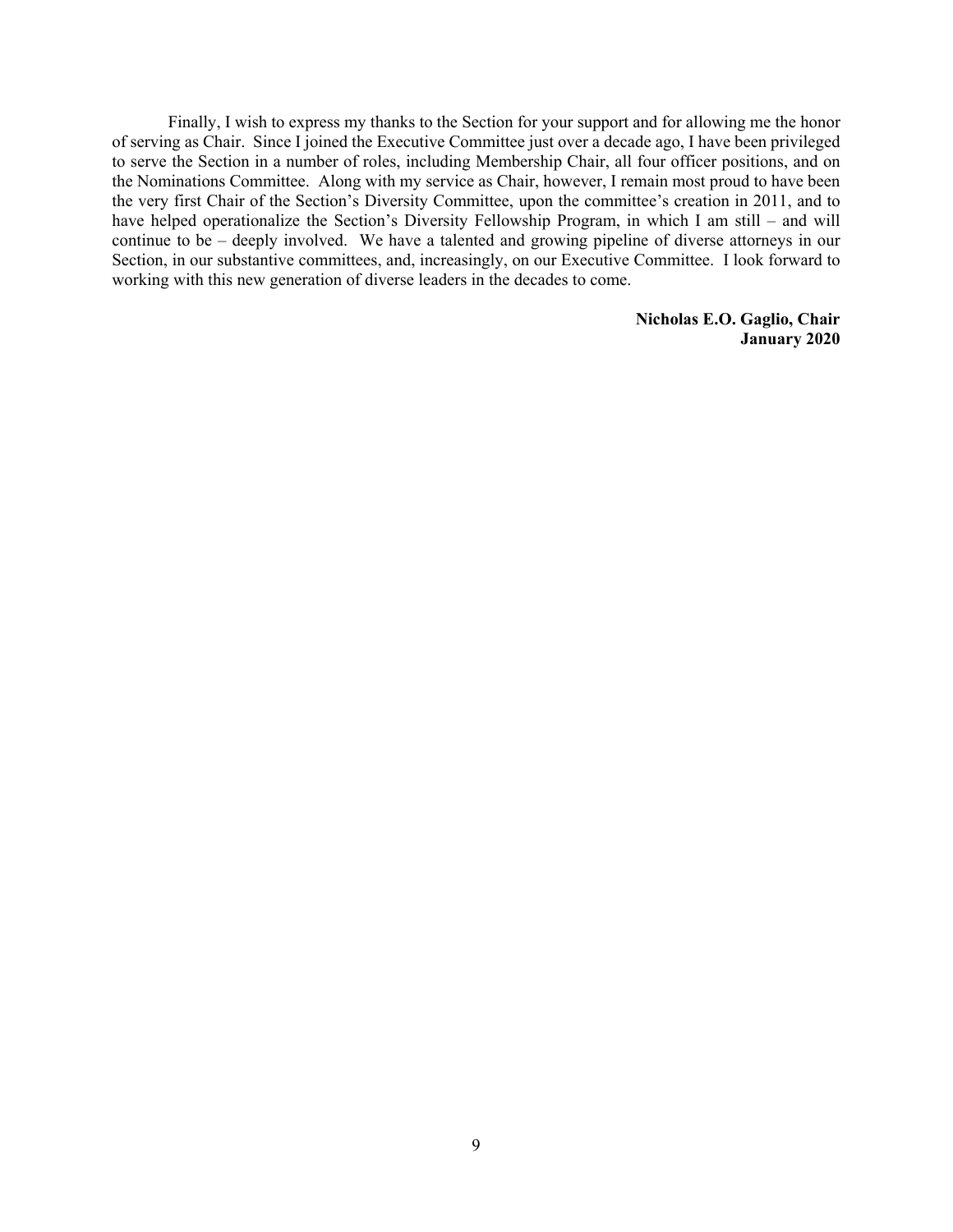Finally, I wish to express my thanks to the Section for your support and for allowing me the honor of serving as Chair. Since I joined the Executive Committee just over a decade ago, I have been privileged to serve the Section in a number of roles, including Membership Chair, all four officer positions, and on the Nominations Committee. Along with my service as Chair, however, I remain most proud to have been the very first Chair of the Section's Diversity Committee, upon the committee's creation in 2011, and to have helped operationalize the Section's Diversity Fellowship Program, in which I am still – and will continue to be – deeply involved. We have a talented and growing pipeline of diverse attorneys in our Section, in our substantive committees, and, increasingly, on our Executive Committee. I look forward to working with this new generation of diverse leaders in the decades to come.

**Nicholas E.O. Gaglio, Chair**
**January 2020**